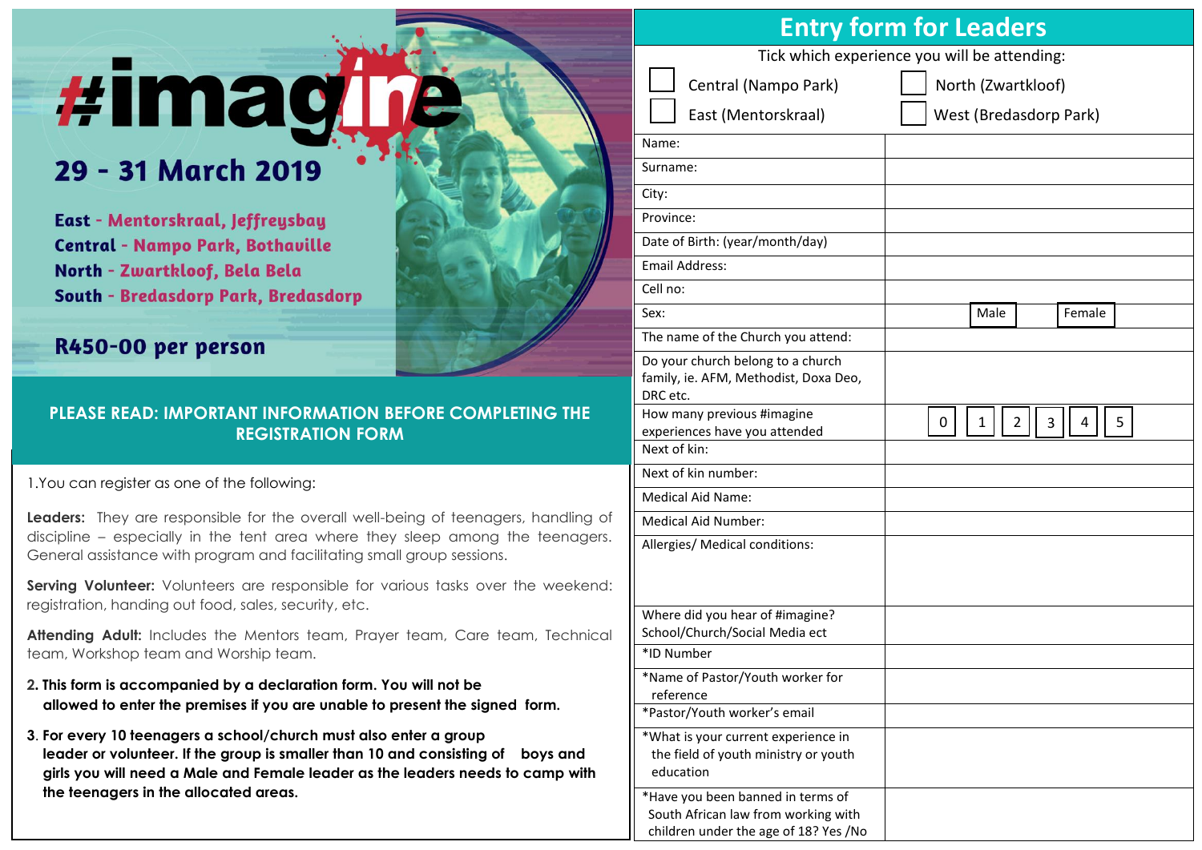# #imagine

## 29 - 31 March 2019

**East** - Mentorskraal, Jeffreysbay
**Central** - Nampo Park, Bothaville
**North** - Zwartkloof, Bela Bela
**South** - Bredasdorp Park, Bredasdorp

**R450-00 per person**

## PLEASE READ: IMPORTANT INFORMATION BEFORE COMPLETING THE REGISTRATION FORM

1.You can register as one of the following:

**Leaders:** They are responsible for the overall well-being of teenagers, handling of discipline – especially in the tent area where they sleep among the teenagers. General assistance with program and facilitating small group sessions.

**Serving Volunteer:** Volunteers are responsible for various tasks over the weekend: registration, handing out food, sales, security, etc.

**Attending Adult:** Includes the Mentors team, Prayer team, Care team, Technical team, Workshop team and Worship team.

**2. This form is accompanied by a declaration form. You will not be allowed to enter the premises if you are unable to present the signed form.**

**3. For every 10 teenagers a school/church must also enter a group leader or volunteer. If the group is smaller than 10 and consisting of boys and girls you will need a Male and Female leader as the leaders needs to camp with the teenagers in the allocated areas.**

## Entry form for Leaders

Tick which experience you will be attending:

- ☐ Central (Nampo Park)
- ☐ North (Zwartkloof)
- ☐ East (Mentorskraal)
- ☐ West (Bredasdorp Park)

| Field | |
|---|---|
| Name: | |
| Surname: | |
| City: | |
| Province: | |
| Date of Birth: (year/month/day) | |
| Email Address: | |
| Cell no: | |
| Sex: | Male / Female |
| The name of the Church you attend: | |
| Do your church belong to a church family, ie. AFM, Methodist, Doxa Deo, DRC etc. | |
| How many previous #imagine experiences have you attended | 0 / 1 / 2 / 3 / 4 / 5 |
| Next of kin: | |
| Next of kin number: | |
| Medical Aid Name: | |
| Medical Aid Number: | |
| Allergies/ Medical conditions: | |
| Where did you hear of #imagine? School/Church/Social Media ect | |
| *ID Number | |
| *Name of Pastor/Youth worker for reference | |
| *Pastor/Youth worker's email | |
| *What is your current experience in the field of youth ministry or youth education | |
| *Have you been banned in terms of South African law from working with children under the age of 18? Yes /No | |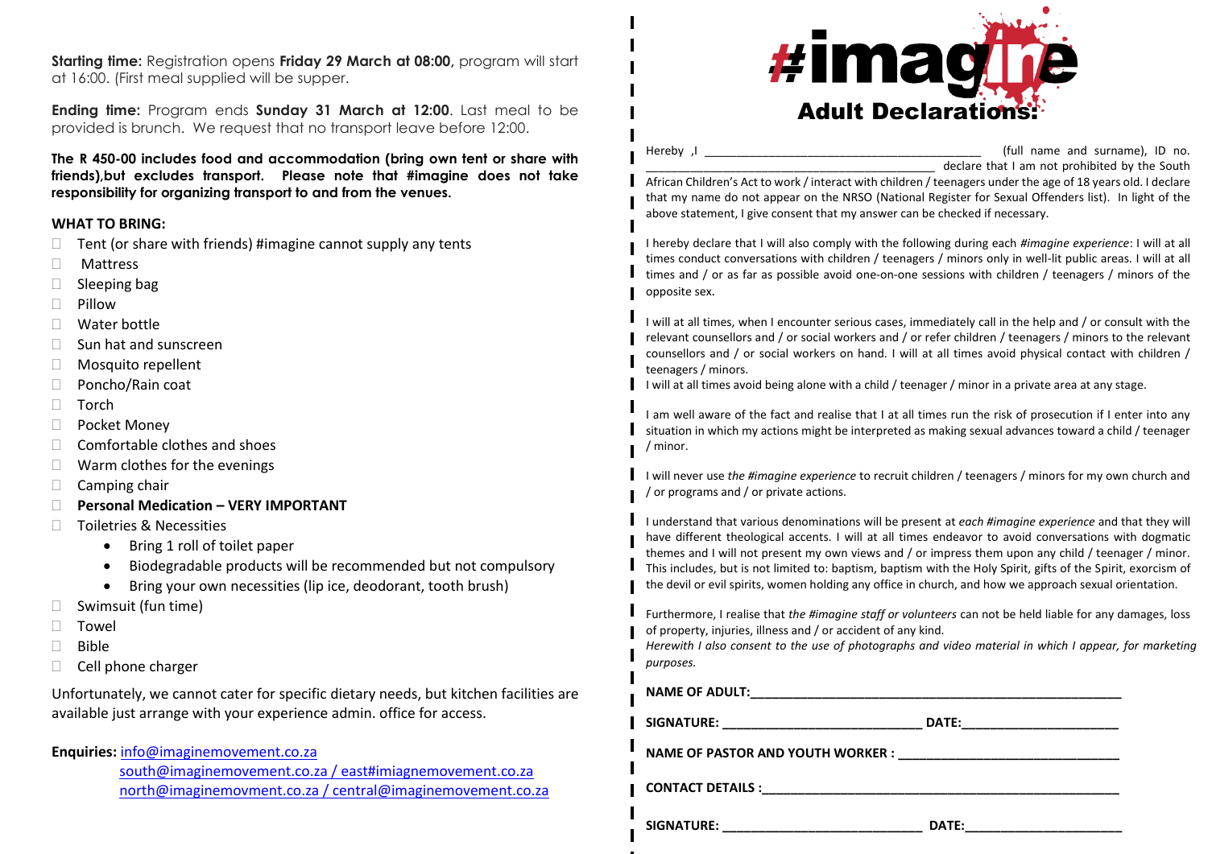**Starting time:** Registration opens **Friday 29 March at 08:00**, program will start at 16:00. (First meal supplied will be supper.

**Ending time:** Program ends **Sunday 31 March at 12:00**. Last meal to be provided is brunch. We request that no transport leave before 12:00.

**The R 450-00 includes food and accommodation (bring own tent or share with friends),but excludes transport. Please note that #imagine does not take responsibility for organizing transport to and from the venues.**

**WHAT TO BRING:**

- Tent (or share with friends) #imagine cannot supply any tents
- Mattress
- Sleeping bag
- Pillow
- Water bottle
- Sun hat and sunscreen
- Mosquito repellent
- Poncho/Rain coat
- Torch
- Pocket Money
- Comfortable clothes and shoes
- Warm clothes for the evenings
- Camping chair
- **Personal Medication – VERY IMPORTANT**
- Toiletries & Necessities
  - Bring 1 roll of toilet paper
  - Biodegradable products will be recommended but not compulsory
  - Bring your own necessities (lip ice, deodorant, tooth brush)
- Swimsuit (fun time)
- Towel
- Bible
- Cell phone charger

Unfortunately, we cannot cater for specific dietary needs, but kitchen facilities are available just arrange with your experience admin. office for access.

**Enquiries:** info@imaginemovement.co.za
south@imaginemovement.co.za / east#imiagnemovement.co.za
north@imaginemovment.co.za / central@imaginemovement.co.za

# #imagine

## Adult Declarations:

Hereby ,I ____________________________________________ (full name and surname), ID no. ____________________________________________ declare that I am not prohibited by the South African Children's Act to work / interact with children / teenagers under the age of 18 years old. I declare that my name do not appear on the NRSO (National Register for Sexual Offenders list). In light of the above statement, I give consent that my answer can be checked if necessary.

I hereby declare that I will also comply with the following during each *#imagine experience*: I will at all times conduct conversations with children / teenagers / minors only in well-lit public areas. I will at all times and / or as far as possible avoid one-on-one sessions with children / teenagers / minors of the opposite sex.

I will at all times, when I encounter serious cases, immediately call in the help and / or consult with the relevant counsellors and / or social workers and / or refer children / teenagers / minors to the relevant counsellors and / or social workers on hand. I will at all times avoid physical contact with children / teenagers / minors.
I will at all times avoid being alone with a child / teenager / minor in a private area at any stage.

I am well aware of the fact and realise that I at all times run the risk of prosecution if I enter into any situation in which my actions might be interpreted as making sexual advances toward a child / teenager / minor.

I will never use *the #imagine experience* to recruit children / teenagers / minors for my own church and / or programs and / or private actions.

I understand that various denominations will be present at *each #imagine experience* and that they will have different theological accents. I will at all times endeavor to avoid conversations with dogmatic themes and I will not present my own views and / or impress them upon any child / teenager / minor. This includes, but is not limited to: baptism, baptism with the Holy Spirit, gifts of the Spirit, exorcism of the devil or evil spirits, women holding any office in church, and how we approach sexual orientation.

Furthermore, I realise that *the #imagine staff or volunteers* can not be held liable for any damages, loss of property, injuries, illness and / or accident of any kind.
*Herewith I also consent to the use of photographs and video material in which I appear, for marketing purposes.*

**NAME OF ADULT:**____________________________________________________

**SIGNATURE:** ___________________________ **DATE:**______________________

**NAME OF PASTOR AND YOUTH WORKER :** _______________________________

**CONTACT DETAILS :**_________________________________________________

**SIGNATURE:** ___________________________ **DATE:**______________________